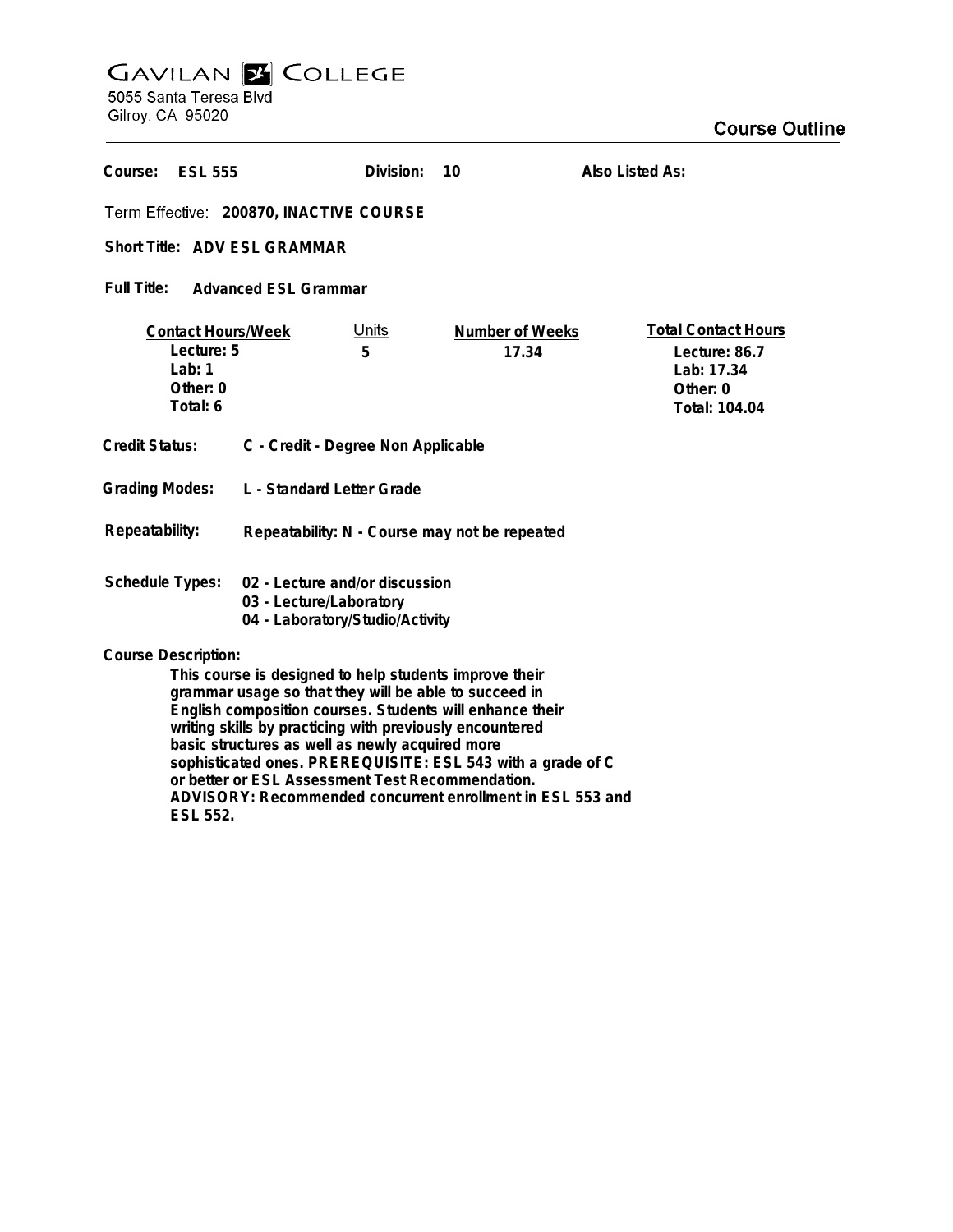# GAVILAN COLLEGE

5055 Santa Teresa Blvd
Gilroy, CA 95020

## Course Outline

**Course:** ESL 555 **Division:** 10 **Also Listed As:**

**Term Effective:** 200870, INACTIVE COURSE

**Short Title:** ADV ESL GRAMMAR

**Full Title:** Advanced ESL Grammar

| Contact Hours/Week | Units | Number of Weeks | Total Contact Hours |
|---|---|---|---|
| Lecture: 5 | 5 | 17.34 | Lecture: 86.7 |
| Lab: 1 | | | Lab: 17.34 |
| Other: 0 | | | Other: 0 |
| Total: 6 | | | Total: 104.04 |

**Credit Status:** C - Credit - Degree Non Applicable

**Grading Modes:** L - Standard Letter Grade

**Repeatability:** Repeatability: N - Course may not be repeated

**Schedule Types:**
- 02 - Lecture and/or discussion
- 03 - Lecture/Laboratory
- 04 - Laboratory/Studio/Activity

**Course Description:**

This course is designed to help students improve their grammar usage so that they will be able to succeed in English composition courses. Students will enhance their writing skills by practicing with previously encountered basic structures as well as newly acquired more sophisticated ones. PREREQUISITE: ESL 543 with a grade of C or better or ESL Assessment Test Recommendation. ADVISORY: Recommended concurrent enrollment in ESL 553 and ESL 552.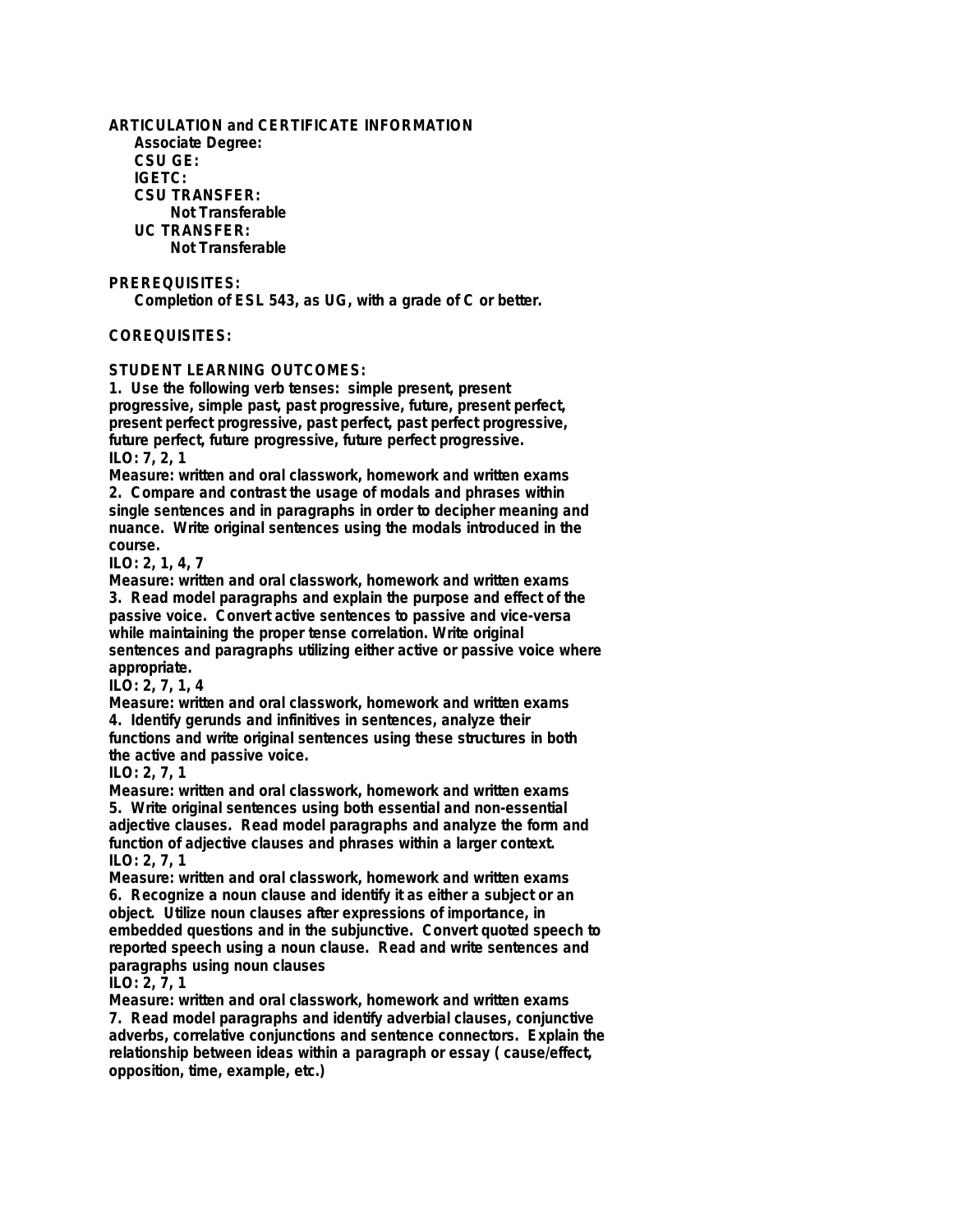## ARTICULATION and CERTIFICATE INFORMATION

**Associate Degree:**
**CSU GE:**
**IGETC:**
**CSU TRANSFER:**
  **Not Transferable**
**UC TRANSFER:**
  **Not Transferable**

## PREREQUISITES:

**Completion of ESL 543, as UG, with a grade of C or better.**

## COREQUISITES:

## STUDENT LEARNING OUTCOMES:

**1. Use the following verb tenses: simple present, present progressive, simple past, past progressive, future, present perfect, present perfect progressive, past perfect, past perfect progressive, future perfect, future progressive, future perfect progressive.**
**ILO: 7, 2, 1**
**Measure: written and oral classwork, homework and written exams**

**2. Compare and contrast the usage of modals and phrases within single sentences and in paragraphs in order to decipher meaning and nuance. Write original sentences using the modals introduced in the course.**
**ILO: 2, 1, 4, 7**
**Measure: written and oral classwork, homework and written exams**

**3. Read model paragraphs and explain the purpose and effect of the passive voice. Convert active sentences to passive and vice-versa while maintaining the proper tense correlation. Write original sentences and paragraphs utilizing either active or passive voice where appropriate.**
**ILO: 2, 7, 1, 4**
**Measure: written and oral classwork, homework and written exams**

**4. Identify gerunds and infinitives in sentences, analyze their functions and write original sentences using these structures in both the active and passive voice.**
**ILO: 2, 7, 1**
**Measure: written and oral classwork, homework and written exams**

**5. Write original sentences using both essential and non-essential adjective clauses. Read model paragraphs and analyze the form and function of adjective clauses and phrases within a larger context.**
**ILO: 2, 7, 1**
**Measure: written and oral classwork, homework and written exams**

**6. Recognize a noun clause and identify it as either a subject or an object. Utilize noun clauses after expressions of importance, in embedded questions and in the subjunctive. Convert quoted speech to reported speech using a noun clause. Read and write sentences and paragraphs using noun clauses**
**ILO: 2, 7, 1**
**Measure: written and oral classwork, homework and written exams**

**7. Read model paragraphs and identify adverbial clauses, conjunctive adverbs, correlative conjunctions and sentence connectors. Explain the relationship between ideas within a paragraph or essay ( cause/effect, opposition, time, example, etc.)**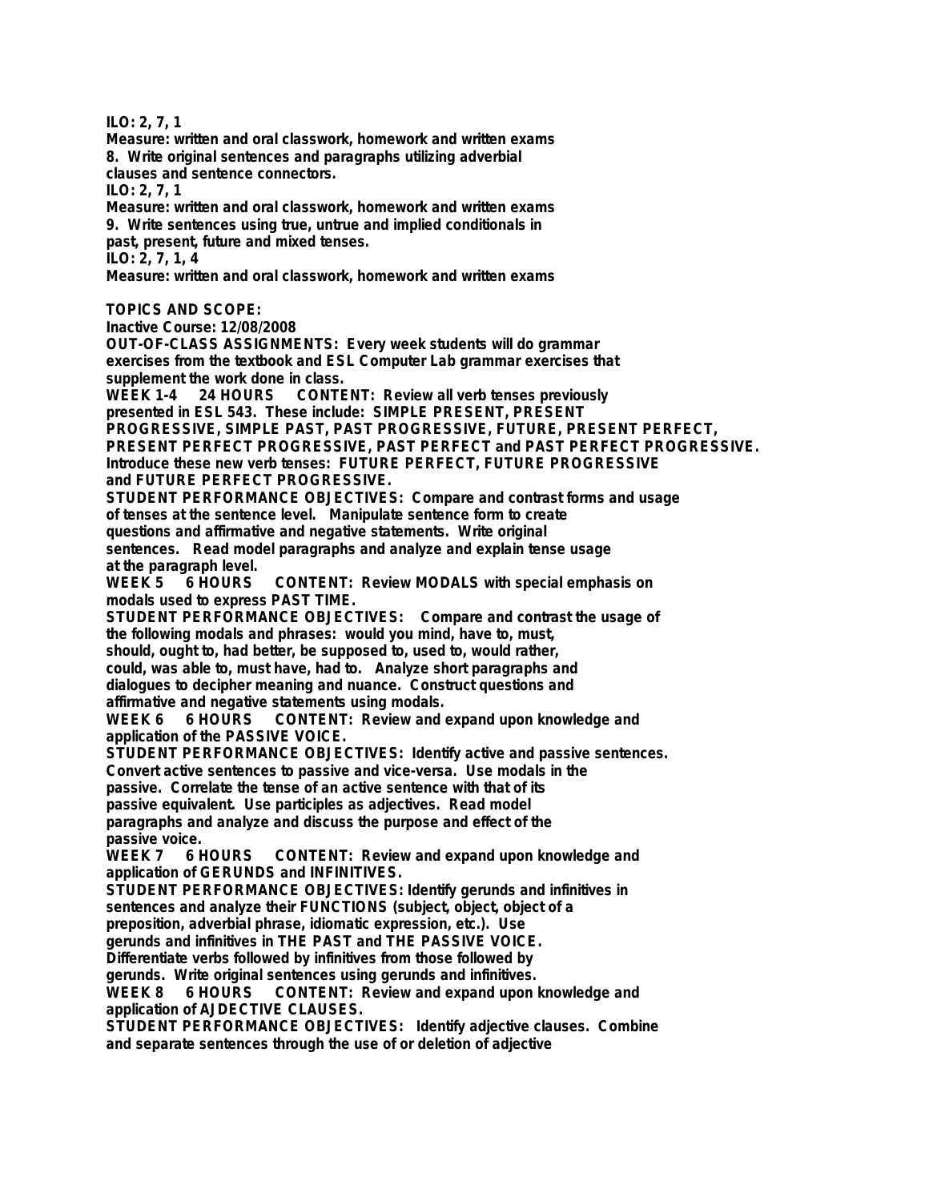**ILO: 2, 7, 1**
**Measure: written and oral classwork, homework and written exams**

**8. Write original sentences and paragraphs utilizing adverbial clauses and sentence connectors.**
**ILO: 2, 7, 1**
**Measure: written and oral classwork, homework and written exams**

**9. Write sentences using true, untrue and implied conditionals in past, present, future and mixed tenses.**
**ILO: 2, 7, 1, 4**
**Measure: written and oral classwork, homework and written exams**

**TOPICS AND SCOPE:**
**Inactive Course: 12/08/2008**

**OUT-OF-CLASS ASSIGNMENTS: Every week students will do grammar exercises from the textbook and ESL Computer Lab grammar exercises that supplement the work done in class.**

**WEEK 1-4 24 HOURS CONTENT: Review all verb tenses previously presented in ESL 543. These include: SIMPLE PRESENT, PRESENT PROGRESSIVE, SIMPLE PAST, PAST PROGRESSIVE, FUTURE, PRESENT PERFECT, PRESENT PERFECT PROGRESSIVE, PAST PERFECT and PAST PERFECT PROGRESSIVE. Introduce these new verb tenses: FUTURE PERFECT, FUTURE PROGRESSIVE and FUTURE PERFECT PROGRESSIVE.**

**STUDENT PERFORMANCE OBJECTIVES: Compare and contrast forms and usage of tenses at the sentence level. Manipulate sentence form to create questions and affirmative and negative statements. Write original sentences. Read model paragraphs and analyze and explain tense usage at the paragraph level.**

**WEEK 5 6 HOURS CONTENT: Review MODALS with special emphasis on modals used to express PAST TIME.**

**STUDENT PERFORMANCE OBJECTIVES: Compare and contrast the usage of the following modals and phrases: would you mind, have to, must, should, ought to, had better, be supposed to, used to, would rather, could, was able to, must have, had to. Analyze short paragraphs and dialogues to decipher meaning and nuance. Construct questions and affirmative and negative statements using modals.**

**WEEK 6 6 HOURS CONTENT: Review and expand upon knowledge and application of the PASSIVE VOICE.**

**STUDENT PERFORMANCE OBJECTIVES: Identify active and passive sentences. Convert active sentences to passive and vice-versa. Use modals in the passive. Correlate the tense of an active sentence with that of its passive equivalent. Use participles as adjectives. Read model paragraphs and analyze and discuss the purpose and effect of the passive voice.**

**WEEK 7 6 HOURS CONTENT: Review and expand upon knowledge and application of GERUNDS and INFINITIVES.**

**STUDENT PERFORMANCE OBJECTIVES: Identify gerunds and infinitives in sentences and analyze their FUNCTIONS (subject, object, object of a preposition, adverbial phrase, idiomatic expression, etc.). Use gerunds and infinitives in THE PAST and THE PASSIVE VOICE. Differentiate verbs followed by infinitives from those followed by gerunds. Write original sentences using gerunds and infinitives.**

**WEEK 8 6 HOURS CONTENT: Review and expand upon knowledge and application of AJDECTIVE CLAUSES.**

**STUDENT PERFORMANCE OBJECTIVES: Identify adjective clauses. Combine and separate sentences through the use of or deletion of adjective**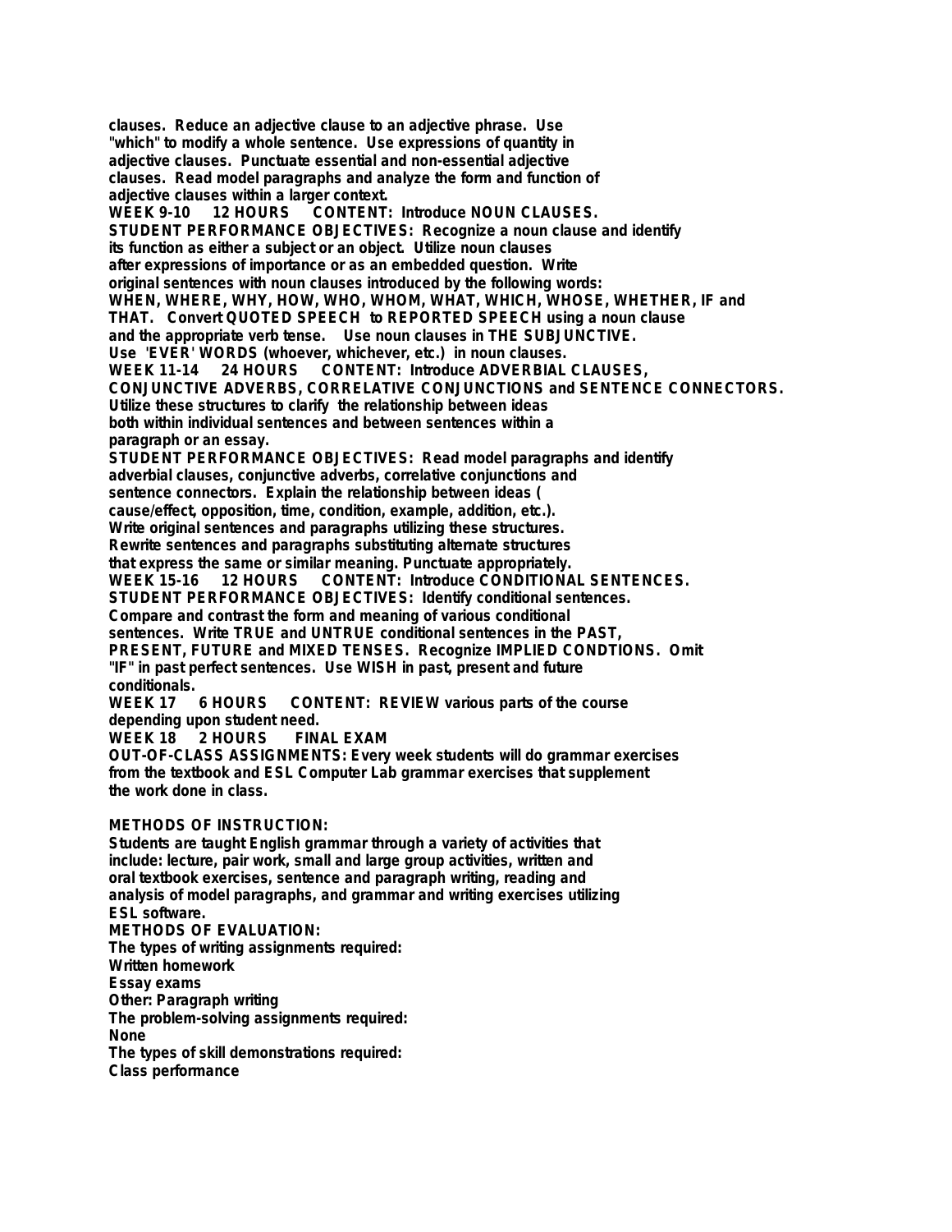clauses. Reduce an adjective clause to an adjective phrase. Use "which" to modify a whole sentence. Use expressions of quantity in adjective clauses. Punctuate essential and non-essential adjective clauses. Read model paragraphs and analyze the form and function of adjective clauses within a larger context.

WEEK 9-10 12 HOURS CONTENT: Introduce NOUN CLAUSES.

STUDENT PERFORMANCE OBJECTIVES: Recognize a noun clause and identify its function as either a subject or an object. Utilize noun clauses after expressions of importance or as an embedded question. Write original sentences with noun clauses introduced by the following words: WHEN, WHERE, WHY, HOW, WHO, WHOM, WHAT, WHICH, WHOSE, WHETHER, IF and THAT. Convert QUOTED SPEECH to REPORTED SPEECH using a noun clause and the appropriate verb tense. Use noun clauses in THE SUBJUNCTIVE. Use 'EVER' WORDS (whoever, whichever, etc.) in noun clauses.

WEEK 11-14 24 HOURS CONTENT: Introduce ADVERBIAL CLAUSES, CONJUNCTIVE ADVERBS, CORRELATIVE CONJUNCTIONS and SENTENCE CONNECTORS. Utilize these structures to clarify the relationship between ideas both within individual sentences and between sentences within a paragraph or an essay.

STUDENT PERFORMANCE OBJECTIVES: Read model paragraphs and identify adverbial clauses, conjunctive adverbs, correlative conjunctions and sentence connectors. Explain the relationship between ideas ( cause/effect, opposition, time, condition, example, addition, etc.). Write original sentences and paragraphs utilizing these structures. Rewrite sentences and paragraphs substituting alternate structures that express the same or similar meaning. Punctuate appropriately.

WEEK 15-16 12 HOURS CONTENT: Introduce CONDITIONAL SENTENCES.

STUDENT PERFORMANCE OBJECTIVES: Identify conditional sentences. Compare and contrast the form and meaning of various conditional sentences. Write TRUE and UNTRUE conditional sentences in the PAST, PRESENT, FUTURE and MIXED TENSES. Recognize IMPLIED CONDTIONS. Omit "IF" in past perfect sentences. Use WISH in past, present and future conditionals.

WEEK 17 6 HOURS CONTENT: REVIEW various parts of the course depending upon student need.

WEEK 18 2 HOURS FINAL EXAM

OUT-OF-CLASS ASSIGNMENTS: Every week students will do grammar exercises from the textbook and ESL Computer Lab grammar exercises that supplement the work done in class.

**METHODS OF INSTRUCTION:**

Students are taught English grammar through a variety of activities that include: lecture, pair work, small and large group activities, written and oral textbook exercises, sentence and paragraph writing, reading and analysis of model paragraphs, and grammar and writing exercises utilizing ESL software.

**METHODS OF EVALUATION:**

The types of writing assignments required:
Written homework
Essay exams
Other: Paragraph writing

The problem-solving assignments required:
None

The types of skill demonstrations required:
Class performance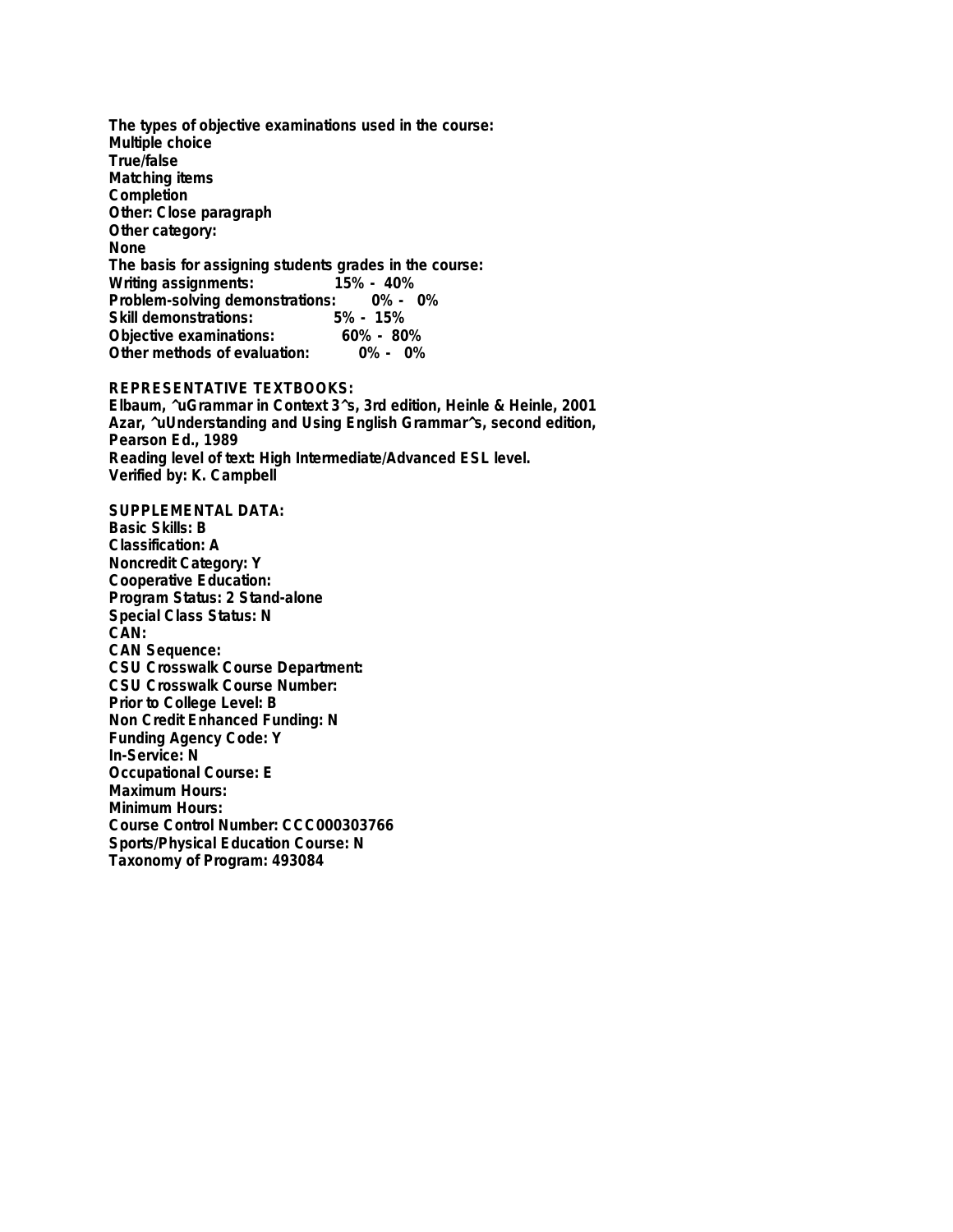The types of objective examinations used in the course:
Multiple choice
True/false
Matching items
Completion
Other: Close paragraph
Other category:
None
The basis for assigning students grades in the course:
Writing assignments: 15% - 40%
Problem-solving demonstrations: 0% - 0%
Skill demonstrations: 5% - 15%
Objective examinations: 60% - 80%
Other methods of evaluation: 0% - 0%

REPRESENTATIVE TEXTBOOKS:
Elbaum, ^uGrammar in Context 3^s, 3rd edition, Heinle & Heinle, 2001
Azar, ^uUnderstanding and Using English Grammar^s, second edition, Pearson Ed., 1989
Reading level of text: High Intermediate/Advanced ESL level.
Verified by: K. Campbell

SUPPLEMENTAL DATA:
Basic Skills: B
Classification: A
Noncredit Category: Y
Cooperative Education:
Program Status: 2 Stand-alone
Special Class Status: N
CAN:
CAN Sequence:
CSU Crosswalk Course Department:
CSU Crosswalk Course Number:
Prior to College Level: B
Non Credit Enhanced Funding: N
Funding Agency Code: Y
In-Service: N
Occupational Course: E
Maximum Hours:
Minimum Hours:
Course Control Number: CCC000303766
Sports/Physical Education Course: N
Taxonomy of Program: 493084